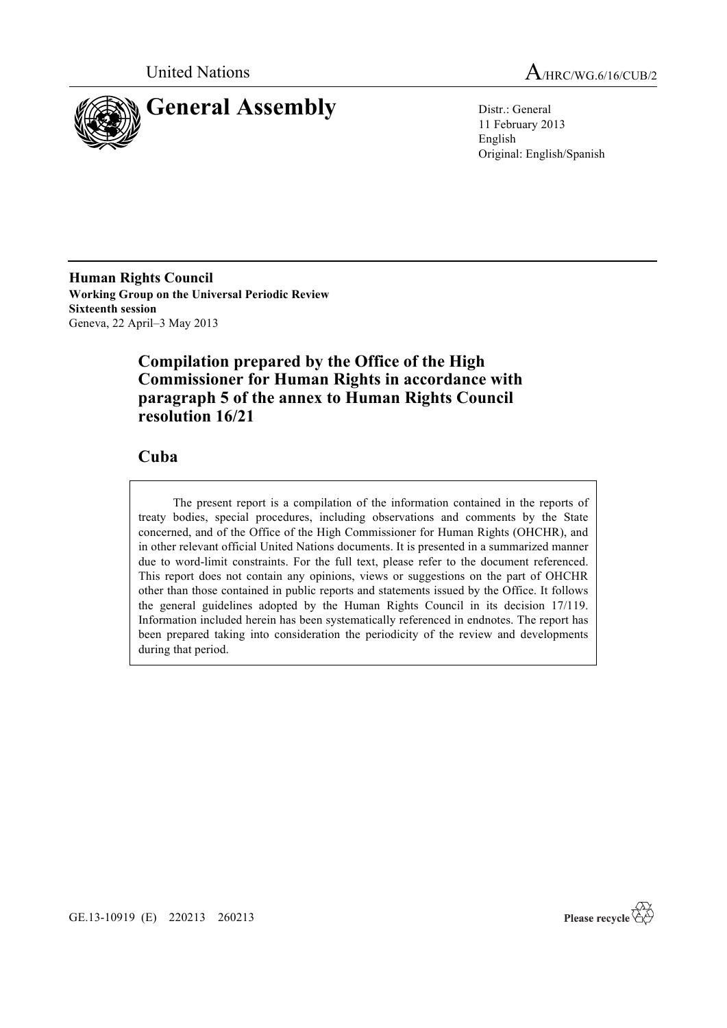United Nations A/HRC/WG.6/16/CUB/2

# General Assembly

Distr.: General
11 February 2013
English
Original: English/Spanish

**Human Rights Council**
**Working Group on the Universal Periodic Review**
**Sixteenth session**
Geneva, 22 April–3 May 2013

## Compilation prepared by the Office of the High Commissioner for Human Rights in accordance with paragraph 5 of the annex to Human Rights Council resolution 16/21

## Cuba

The present report is a compilation of the information contained in the reports of treaty bodies, special procedures, including observations and comments by the State concerned, and of the Office of the High Commissioner for Human Rights (OHCHR), and in other relevant official United Nations documents. It is presented in a summarized manner due to word-limit constraints. For the full text, please refer to the document referenced. This report does not contain any opinions, views or suggestions on the part of OHCHR other than those contained in public reports and statements issued by the Office. It follows the general guidelines adopted by the Human Rights Council in its decision 17/119. Information included herein has been systematically referenced in endnotes. The report has been prepared taking into consideration the periodicity of the review and developments during that period.

GE.13-10919 (E) 220213 260213

Please recycle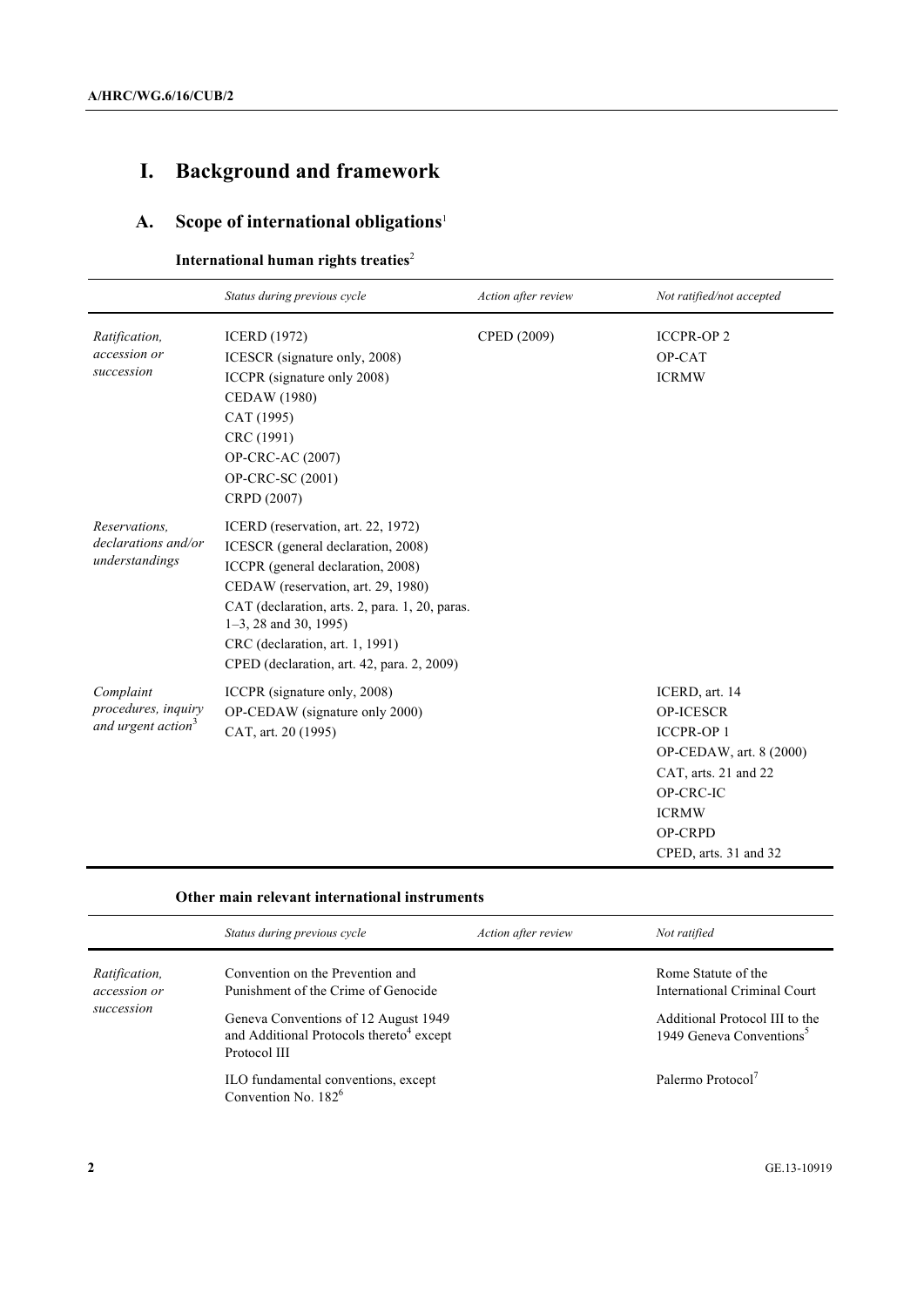# I. Background and framework

## A. Scope of international obligations[1]

### International human rights treaties[2]

| | *Status during previous cycle* | *Action after review* | *Not ratified/not accepted* |
|---|---|---|---|
| *Ratification, accession or succession* | ICERD (1972)<br>ICESCR (signature only, 2008)<br>ICCPR (signature only 2008)<br>CEDAW (1980)<br>CAT (1995)<br>CRC (1991)<br>OP-CRC-AC (2007)<br>OP-CRC-SC (2001)<br>CRPD (2007) | CPED (2009) | ICCPR-OP 2<br>OP-CAT<br>ICRMW |
| *Reservations, declarations and/or understandings* | ICERD (reservation, art. 22, 1972)<br>ICESCR (general declaration, 2008)<br>ICCPR (general declaration, 2008)<br>CEDAW (reservation, art. 29, 1980)<br>CAT (declaration, arts. 2, para. 1, 20, paras. 1–3, 28 and 30, 1995)<br>CRC (declaration, art. 1, 1991)<br>CPED (declaration, art. 42, para. 2, 2009) | | |
| *Complaint procedures, inquiry and urgent action*[3] | ICCPR (signature only, 2008)<br>OP-CEDAW (signature only 2000)<br>CAT, art. 20 (1995) | | ICERD, art. 14<br>OP-ICESCR<br>ICCPR-OP 1<br>OP-CEDAW, art. 8 (2000)<br>CAT, arts. 21 and 22<br>OP-CRC-IC<br>ICRMW<br>OP-CRPD<br>CPED, arts. 31 and 32 |

### Other main relevant international instruments

| | *Status during previous cycle* | *Action after review* | *Not ratified* |
|---|---|---|---|
| *Ratification, accession or succession* | Convention on the Prevention and Punishment of the Crime of Genocide<br>Geneva Conventions of 12 August 1949 and Additional Protocols thereto[4] except Protocol III<br>ILO fundamental conventions, except Convention No. 182[6] | | Rome Statute of the International Criminal Court<br>Additional Protocol III to the 1949 Geneva Conventions[5]<br>Palermo Protocol[7] |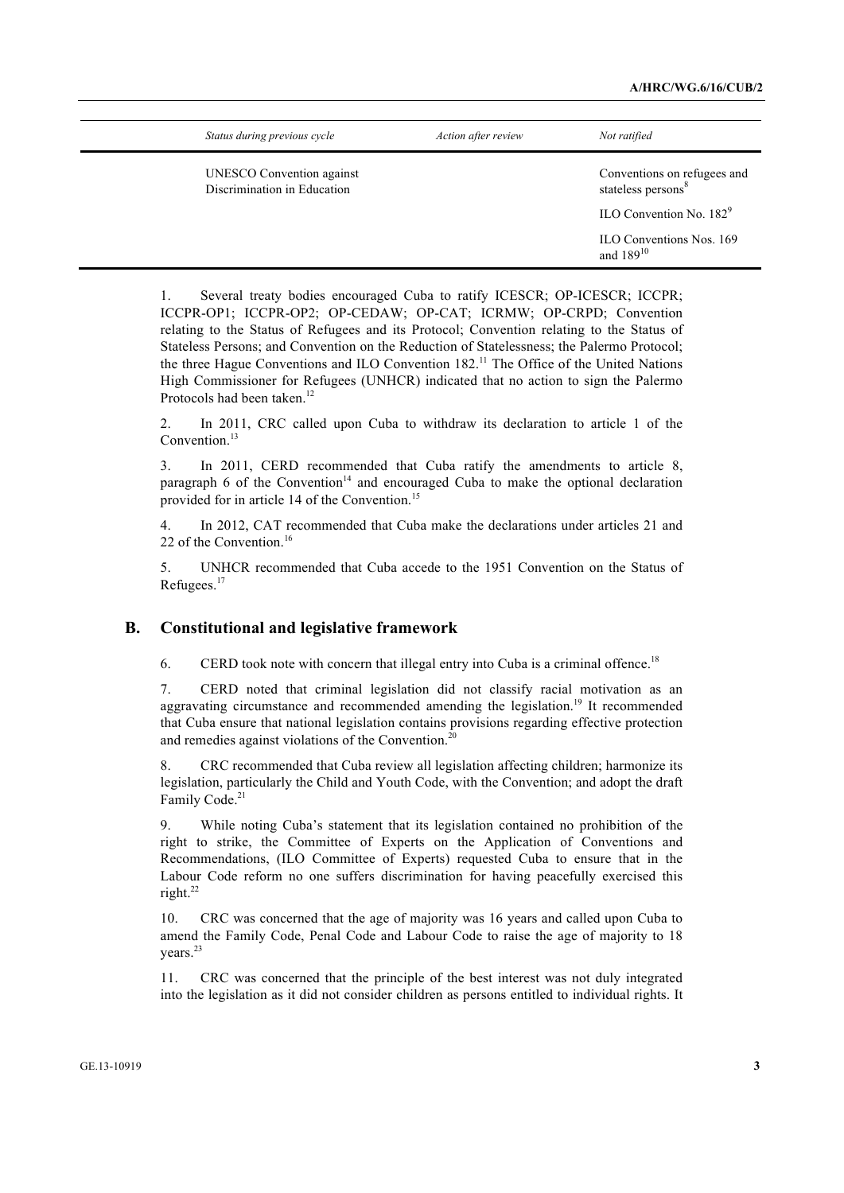| *Status during previous cycle* | *Action after review* | *Not ratified* |
|---|---|---|
| UNESCO Convention against Discrimination in Education | | Conventions on refugees and stateless persons[8] |
| | | ILO Convention No. 182[9] |
| | | ILO Conventions Nos. 169 and 189[10] |

1. Several treaty bodies encouraged Cuba to ratify ICESCR; OP-ICESCR; ICCPR; ICCPR-OP1; ICCPR-OP2; OP-CEDAW; OP-CAT; ICRMW; OP-CRPD; Convention relating to the Status of Refugees and its Protocol; Convention relating to the Status of Stateless Persons; and Convention on the Reduction of Statelessness; the Palermo Protocol; the three Hague Conventions and ILO Convention 182.[11] The Office of the United Nations High Commissioner for Refugees (UNHCR) indicated that no action to sign the Palermo Protocols had been taken.[12]

2. In 2011, CRC called upon Cuba to withdraw its declaration to article 1 of the Convention.[13]

3. In 2011, CERD recommended that Cuba ratify the amendments to article 8, paragraph 6 of the Convention[14] and encouraged Cuba to make the optional declaration provided for in article 14 of the Convention.[15]

4. In 2012, CAT recommended that Cuba make the declarations under articles 21 and 22 of the Convention.[16]

5. UNHCR recommended that Cuba accede to the 1951 Convention on the Status of Refugees.[17]

## B. Constitutional and legislative framework

6. CERD took note with concern that illegal entry into Cuba is a criminal offence.[18]

7. CERD noted that criminal legislation did not classify racial motivation as an aggravating circumstance and recommended amending the legislation.[19] It recommended that Cuba ensure that national legislation contains provisions regarding effective protection and remedies against violations of the Convention.[20]

8. CRC recommended that Cuba review all legislation affecting children; harmonize its legislation, particularly the Child and Youth Code, with the Convention; and adopt the draft Family Code.[21]

9. While noting Cuba's statement that its legislation contained no prohibition of the right to strike, the Committee of Experts on the Application of Conventions and Recommendations, (ILO Committee of Experts) requested Cuba to ensure that in the Labour Code reform no one suffers discrimination for having peacefully exercised this right.[22]

10. CRC was concerned that the age of majority was 16 years and called upon Cuba to amend the Family Code, Penal Code and Labour Code to raise the age of majority to 18 years.[23]

11. CRC was concerned that the principle of the best interest was not duly integrated into the legislation as it did not consider children as persons entitled to individual rights. It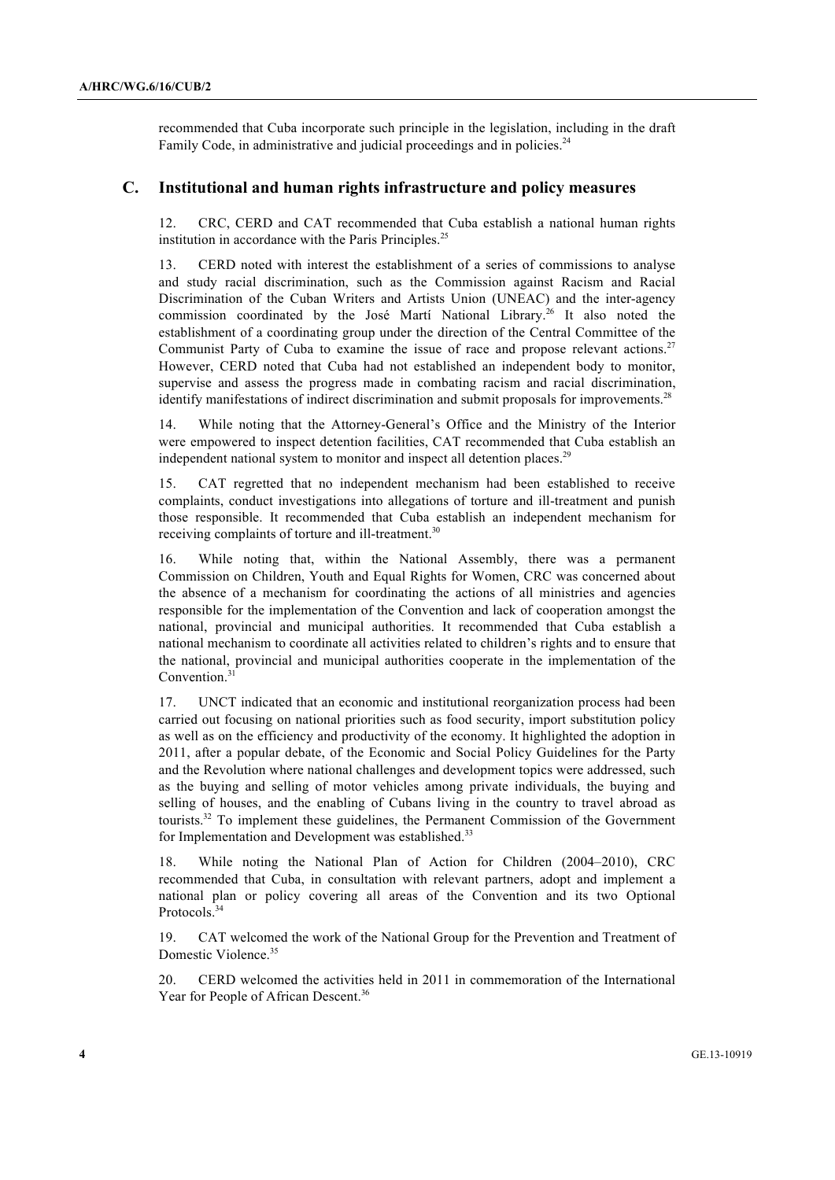recommended that Cuba incorporate such principle in the legislation, including in the draft Family Code, in administrative and judicial proceedings and in policies.[24]

## C. Institutional and human rights infrastructure and policy measures

12. CRC, CERD and CAT recommended that Cuba establish a national human rights institution in accordance with the Paris Principles.[25]

13. CERD noted with interest the establishment of a series of commissions to analyse and study racial discrimination, such as the Commission against Racism and Racial Discrimination of the Cuban Writers and Artists Union (UNEAC) and the inter-agency commission coordinated by the José Martí National Library.[26] It also noted the establishment of a coordinating group under the direction of the Central Committee of the Communist Party of Cuba to examine the issue of race and propose relevant actions.[27] However, CERD noted that Cuba had not established an independent body to monitor, supervise and assess the progress made in combating racism and racial discrimination, identify manifestations of indirect discrimination and submit proposals for improvements.[28]

14. While noting that the Attorney-General's Office and the Ministry of the Interior were empowered to inspect detention facilities, CAT recommended that Cuba establish an independent national system to monitor and inspect all detention places.[29]

15. CAT regretted that no independent mechanism had been established to receive complaints, conduct investigations into allegations of torture and ill-treatment and punish those responsible. It recommended that Cuba establish an independent mechanism for receiving complaints of torture and ill-treatment.[30]

16. While noting that, within the National Assembly, there was a permanent Commission on Children, Youth and Equal Rights for Women, CRC was concerned about the absence of a mechanism for coordinating the actions of all ministries and agencies responsible for the implementation of the Convention and lack of cooperation amongst the national, provincial and municipal authorities. It recommended that Cuba establish a national mechanism to coordinate all activities related to children's rights and to ensure that the national, provincial and municipal authorities cooperate in the implementation of the Convention.[31]

17. UNCT indicated that an economic and institutional reorganization process had been carried out focusing on national priorities such as food security, import substitution policy as well as on the efficiency and productivity of the economy. It highlighted the adoption in 2011, after a popular debate, of the Economic and Social Policy Guidelines for the Party and the Revolution where national challenges and development topics were addressed, such as the buying and selling of motor vehicles among private individuals, the buying and selling of houses, and the enabling of Cubans living in the country to travel abroad as tourists.[32] To implement these guidelines, the Permanent Commission of the Government for Implementation and Development was established.[33]

18. While noting the National Plan of Action for Children (2004–2010), CRC recommended that Cuba, in consultation with relevant partners, adopt and implement a national plan or policy covering all areas of the Convention and its two Optional Protocols.[34]

19. CAT welcomed the work of the National Group for the Prevention and Treatment of Domestic Violence.[35]

20. CERD welcomed the activities held in 2011 in commemoration of the International Year for People of African Descent.[36]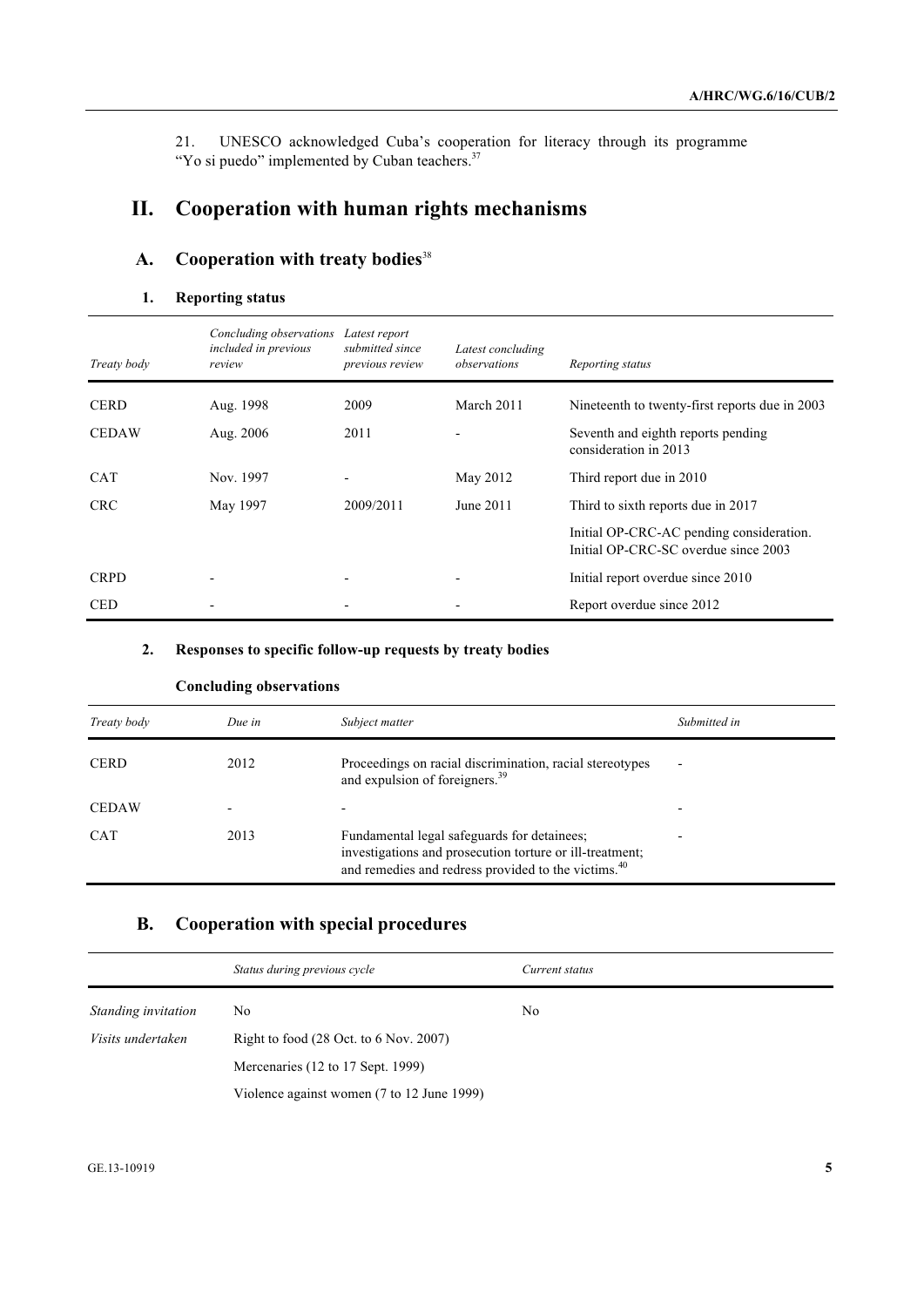21. UNESCO acknowledged Cuba's cooperation for literacy through its programme "Yo si puedo" implemented by Cuban teachers.[37]

# II. Cooperation with human rights mechanisms

## A. Cooperation with treaty bodies[38]

### 1. Reporting status

| *Treaty body* | *Concluding observations included in previous review* | *Latest report submitted since previous review* | *Latest concluding observations* | *Reporting status* |
|---|---|---|---|---|
| CERD | Aug. 1998 | 2009 | March 2011 | Nineteenth to twenty-first reports due in 2003 |
| CEDAW | Aug. 2006 | 2011 | - | Seventh and eighth reports pending consideration in 2013 |
| CAT | Nov. 1997 | - | May 2012 | Third report due in 2010 |
| CRC | May 1997 | 2009/2011 | June 2011 | Third to sixth reports due in 2017 |
| | | | | Initial OP-CRC-AC pending consideration. Initial OP-CRC-SC overdue since 2003 |
| CRPD | - | - | - | Initial report overdue since 2010 |
| CED | - | - | - | Report overdue since 2012 |

### 2. Responses to specific follow-up requests by treaty bodies

**Concluding observations**

| *Treaty body* | *Due in* | *Subject matter* | *Submitted in* |
|---|---|---|---|
| CERD | 2012 | Proceedings on racial discrimination, racial stereotypes and expulsion of foreigners.[39] | - |
| CEDAW | - | - | - |
| CAT | 2013 | Fundamental legal safeguards for detainees; investigations and prosecution torture or ill-treatment; and remedies and redress provided to the victims.[40] | - |

## B. Cooperation with special procedures

| | *Status during previous cycle* | *Current status* |
|---|---|---|
| *Standing invitation* | No | No |
| *Visits undertaken* | Right to food (28 Oct. to 6 Nov. 2007) | |
| | Mercenaries (12 to 17 Sept. 1999) | |
| | Violence against women (7 to 12 June 1999) | |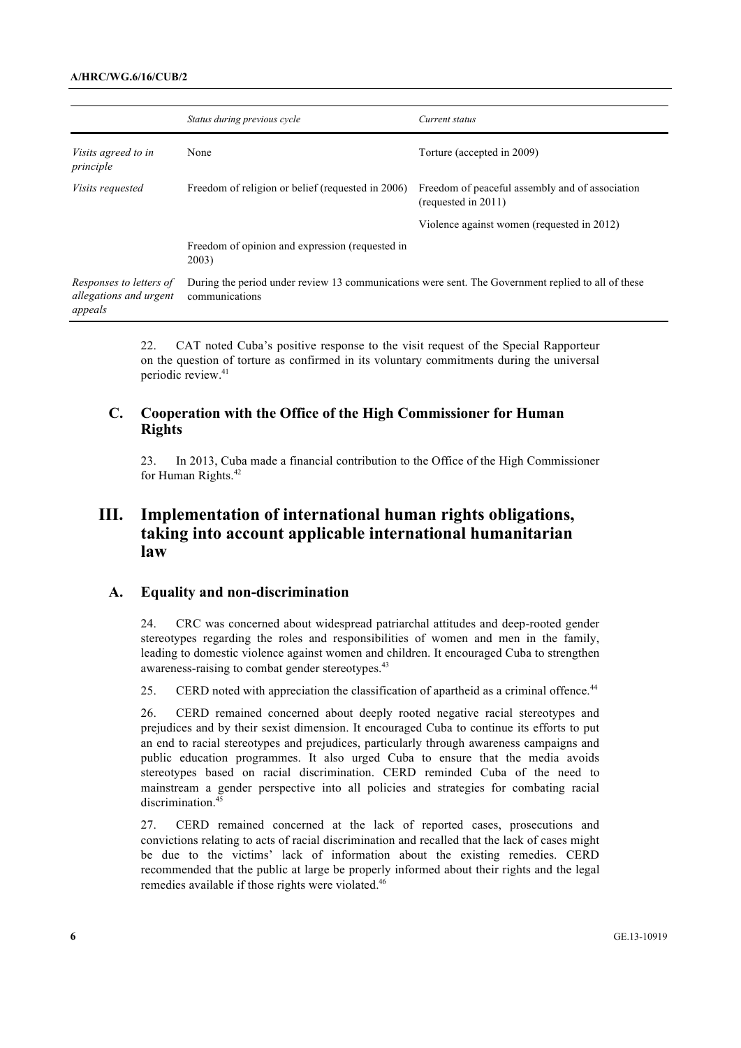| | *Status during previous cycle* | *Current status* |
|---|---|---|
| *Visits agreed to in principle* | None | Torture (accepted in 2009) |
| *Visits requested* | Freedom of religion or belief (requested in 2006) | Freedom of peaceful assembly and of association (requested in 2011) |
| | | Violence against women (requested in 2012) |
| | Freedom of opinion and expression (requested in 2003) | |
| *Responses to letters of allegations and urgent appeals* | During the period under review 13 communications were sent. The Government replied to all of these communications | |

22. CAT noted Cuba's positive response to the visit request of the Special Rapporteur on the question of torture as confirmed in its voluntary commitments during the universal periodic review.[41]

## C. Cooperation with the Office of the High Commissioner for Human Rights

23. In 2013, Cuba made a financial contribution to the Office of the High Commissioner for Human Rights.[42]

# III. Implementation of international human rights obligations, taking into account applicable international humanitarian law

## A. Equality and non-discrimination

24. CRC was concerned about widespread patriarchal attitudes and deep-rooted gender stereotypes regarding the roles and responsibilities of women and men in the family, leading to domestic violence against women and children. It encouraged Cuba to strengthen awareness-raising to combat gender stereotypes.[43]

25. CERD noted with appreciation the classification of apartheid as a criminal offence.[44]

26. CERD remained concerned about deeply rooted negative racial stereotypes and prejudices and by their sexist dimension. It encouraged Cuba to continue its efforts to put an end to racial stereotypes and prejudices, particularly through awareness campaigns and public education programmes. It also urged Cuba to ensure that the media avoids stereotypes based on racial discrimination. CERD reminded Cuba of the need to mainstream a gender perspective into all policies and strategies for combating racial discrimination.[45]

27. CERD remained concerned at the lack of reported cases, prosecutions and convictions relating to acts of racial discrimination and recalled that the lack of cases might be due to the victims' lack of information about the existing remedies. CERD recommended that the public at large be properly informed about their rights and the legal remedies available if those rights were violated.[46]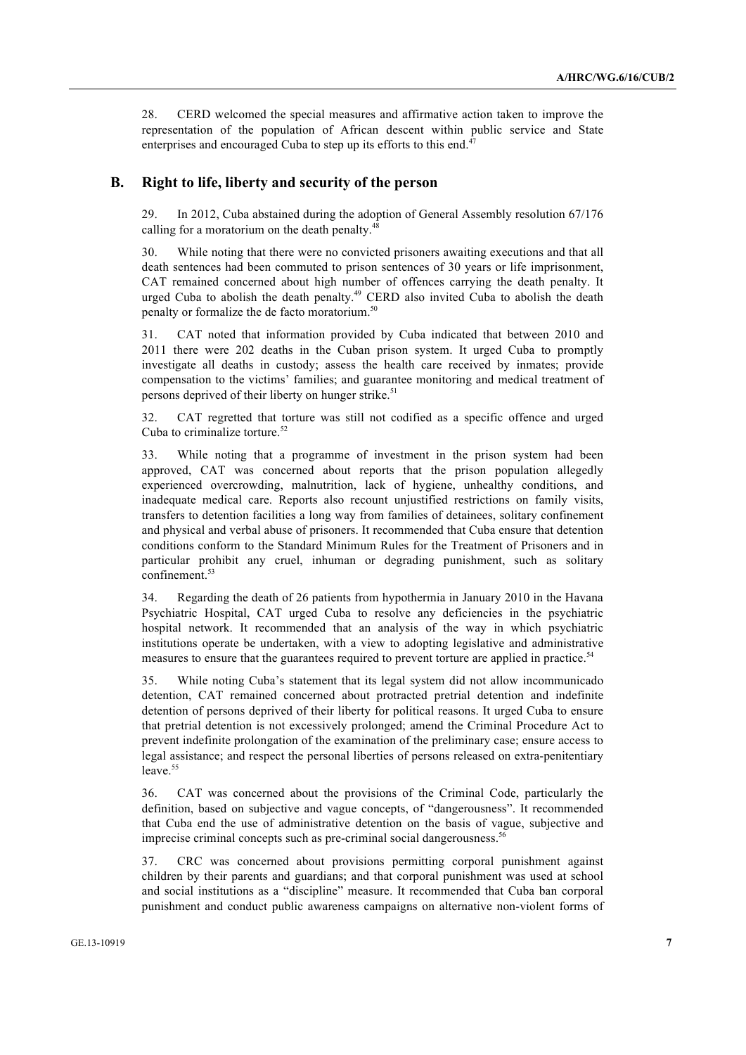28. CERD welcomed the special measures and affirmative action taken to improve the representation of the population of African descent within public service and State enterprises and encouraged Cuba to step up its efforts to this end.[47]

## B. Right to life, liberty and security of the person

29. In 2012, Cuba abstained during the adoption of General Assembly resolution 67/176 calling for a moratorium on the death penalty.[48]

30. While noting that there were no convicted prisoners awaiting executions and that all death sentences had been commuted to prison sentences of 30 years or life imprisonment, CAT remained concerned about high number of offences carrying the death penalty. It urged Cuba to abolish the death penalty.[49] CERD also invited Cuba to abolish the death penalty or formalize the de facto moratorium.[50]

31. CAT noted that information provided by Cuba indicated that between 2010 and 2011 there were 202 deaths in the Cuban prison system. It urged Cuba to promptly investigate all deaths in custody; assess the health care received by inmates; provide compensation to the victims' families; and guarantee monitoring and medical treatment of persons deprived of their liberty on hunger strike.[51]

32. CAT regretted that torture was still not codified as a specific offence and urged Cuba to criminalize torture.[52]

33. While noting that a programme of investment in the prison system had been approved, CAT was concerned about reports that the prison population allegedly experienced overcrowding, malnutrition, lack of hygiene, unhealthy conditions, and inadequate medical care. Reports also recount unjustified restrictions on family visits, transfers to detention facilities a long way from families of detainees, solitary confinement and physical and verbal abuse of prisoners. It recommended that Cuba ensure that detention conditions conform to the Standard Minimum Rules for the Treatment of Prisoners and in particular prohibit any cruel, inhuman or degrading punishment, such as solitary confinement.[53]

34. Regarding the death of 26 patients from hypothermia in January 2010 in the Havana Psychiatric Hospital, CAT urged Cuba to resolve any deficiencies in the psychiatric hospital network. It recommended that an analysis of the way in which psychiatric institutions operate be undertaken, with a view to adopting legislative and administrative measures to ensure that the guarantees required to prevent torture are applied in practice.[54]

35. While noting Cuba's statement that its legal system did not allow incommunicado detention, CAT remained concerned about protracted pretrial detention and indefinite detention of persons deprived of their liberty for political reasons. It urged Cuba to ensure that pretrial detention is not excessively prolonged; amend the Criminal Procedure Act to prevent indefinite prolongation of the examination of the preliminary case; ensure access to legal assistance; and respect the personal liberties of persons released on extra-penitentiary leave.[55]

36. CAT was concerned about the provisions of the Criminal Code, particularly the definition, based on subjective and vague concepts, of "dangerousness". It recommended that Cuba end the use of administrative detention on the basis of vague, subjective and imprecise criminal concepts such as pre-criminal social dangerousness.[56]

37. CRC was concerned about provisions permitting corporal punishment against children by their parents and guardians; and that corporal punishment was used at school and social institutions as a "discipline" measure. It recommended that Cuba ban corporal punishment and conduct public awareness campaigns on alternative non-violent forms of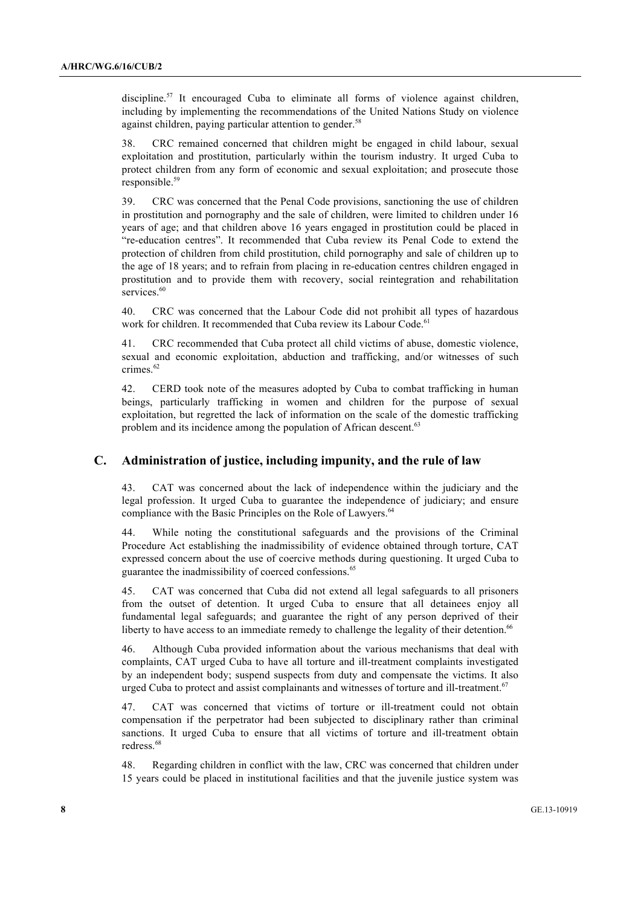discipline.[57] It encouraged Cuba to eliminate all forms of violence against children, including by implementing the recommendations of the United Nations Study on violence against children, paying particular attention to gender.[58]

38. CRC remained concerned that children might be engaged in child labour, sexual exploitation and prostitution, particularly within the tourism industry. It urged Cuba to protect children from any form of economic and sexual exploitation; and prosecute those responsible.[59]

39. CRC was concerned that the Penal Code provisions, sanctioning the use of children in prostitution and pornography and the sale of children, were limited to children under 16 years of age; and that children above 16 years engaged in prostitution could be placed in "re-education centres". It recommended that Cuba review its Penal Code to extend the protection of children from child prostitution, child pornography and sale of children up to the age of 18 years; and to refrain from placing in re-education centres children engaged in prostitution and to provide them with recovery, social reintegration and rehabilitation services.[60]

40. CRC was concerned that the Labour Code did not prohibit all types of hazardous work for children. It recommended that Cuba review its Labour Code.[61]

41. CRC recommended that Cuba protect all child victims of abuse, domestic violence, sexual and economic exploitation, abduction and trafficking, and/or witnesses of such crimes.[62]

42. CERD took note of the measures adopted by Cuba to combat trafficking in human beings, particularly trafficking in women and children for the purpose of sexual exploitation, but regretted the lack of information on the scale of the domestic trafficking problem and its incidence among the population of African descent.[63]

## C. Administration of justice, including impunity, and the rule of law

43. CAT was concerned about the lack of independence within the judiciary and the legal profession. It urged Cuba to guarantee the independence of judiciary; and ensure compliance with the Basic Principles on the Role of Lawyers.[64]

44. While noting the constitutional safeguards and the provisions of the Criminal Procedure Act establishing the inadmissibility of evidence obtained through torture, CAT expressed concern about the use of coercive methods during questioning. It urged Cuba to guarantee the inadmissibility of coerced confessions.[65]

45. CAT was concerned that Cuba did not extend all legal safeguards to all prisoners from the outset of detention. It urged Cuba to ensure that all detainees enjoy all fundamental legal safeguards; and guarantee the right of any person deprived of their liberty to have access to an immediate remedy to challenge the legality of their detention.[66]

46. Although Cuba provided information about the various mechanisms that deal with complaints, CAT urged Cuba to have all torture and ill-treatment complaints investigated by an independent body; suspend suspects from duty and compensate the victims. It also urged Cuba to protect and assist complainants and witnesses of torture and ill-treatment.[67]

47. CAT was concerned that victims of torture or ill-treatment could not obtain compensation if the perpetrator had been subjected to disciplinary rather than criminal sanctions. It urged Cuba to ensure that all victims of torture and ill-treatment obtain redress.[68]

48. Regarding children in conflict with the law, CRC was concerned that children under 15 years could be placed in institutional facilities and that the juvenile justice system was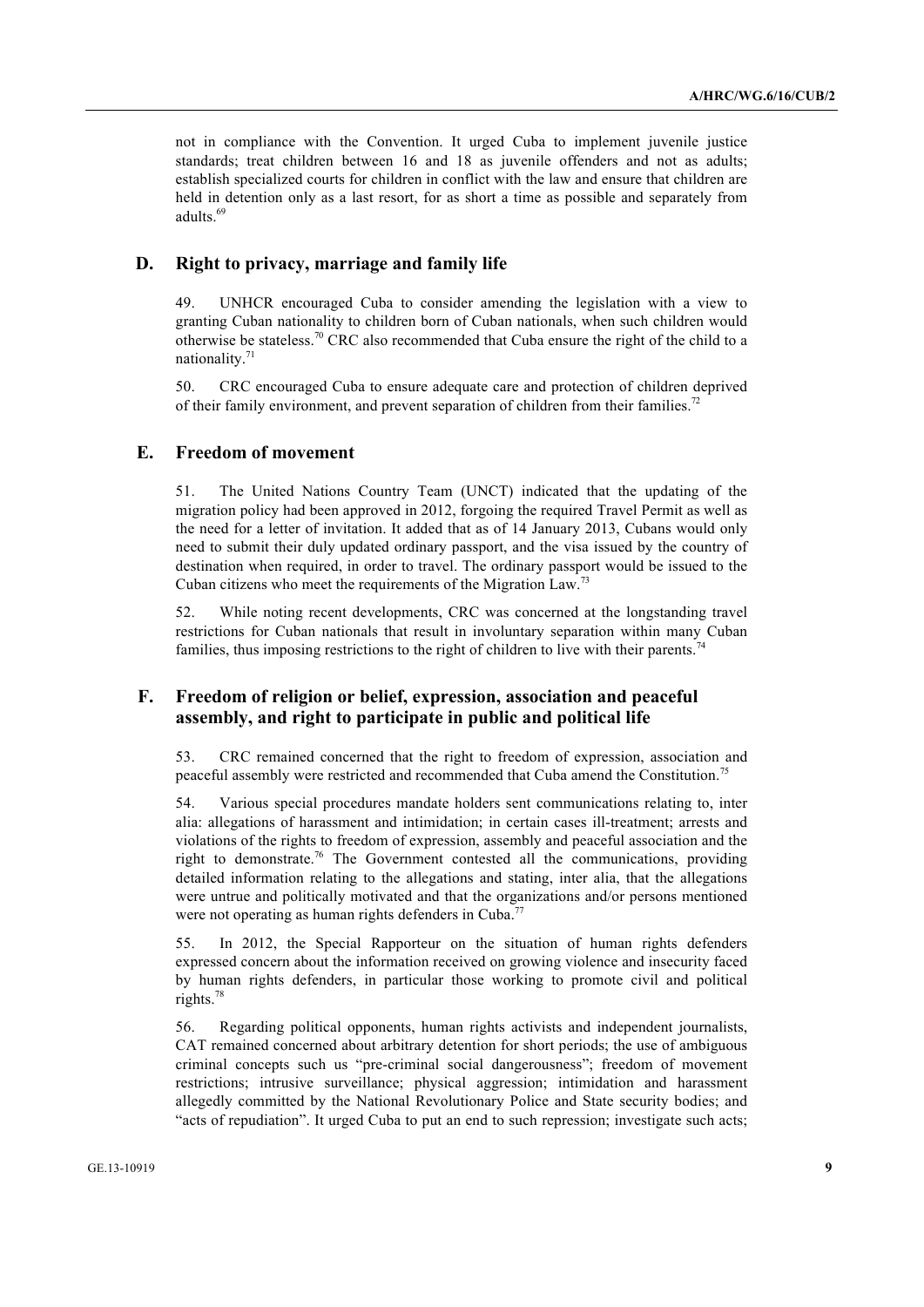not in compliance with the Convention. It urged Cuba to implement juvenile justice standards; treat children between 16 and 18 as juvenile offenders and not as adults; establish specialized courts for children in conflict with the law and ensure that children are held in detention only as a last resort, for as short a time as possible and separately from adults.[69]

## D. Right to privacy, marriage and family life

49. UNHCR encouraged Cuba to consider amending the legislation with a view to granting Cuban nationality to children born of Cuban nationals, when such children would otherwise be stateless.[70] CRC also recommended that Cuba ensure the right of the child to a nationality.[71]

50. CRC encouraged Cuba to ensure adequate care and protection of children deprived of their family environment, and prevent separation of children from their families.[72]

## E. Freedom of movement

51. The United Nations Country Team (UNCT) indicated that the updating of the migration policy had been approved in 2012, forgoing the required Travel Permit as well as the need for a letter of invitation. It added that as of 14 January 2013, Cubans would only need to submit their duly updated ordinary passport, and the visa issued by the country of destination when required, in order to travel. The ordinary passport would be issued to the Cuban citizens who meet the requirements of the Migration Law.[73]

52. While noting recent developments, CRC was concerned at the longstanding travel restrictions for Cuban nationals that result in involuntary separation within many Cuban families, thus imposing restrictions to the right of children to live with their parents.[74]

## F. Freedom of religion or belief, expression, association and peaceful assembly, and right to participate in public and political life

53. CRC remained concerned that the right to freedom of expression, association and peaceful assembly were restricted and recommended that Cuba amend the Constitution.[75]

54. Various special procedures mandate holders sent communications relating to, inter alia: allegations of harassment and intimidation; in certain cases ill-treatment; arrests and violations of the rights to freedom of expression, assembly and peaceful association and the right to demonstrate.[76] The Government contested all the communications, providing detailed information relating to the allegations and stating, inter alia, that the allegations were untrue and politically motivated and that the organizations and/or persons mentioned were not operating as human rights defenders in Cuba.[77]

55. In 2012, the Special Rapporteur on the situation of human rights defenders expressed concern about the information received on growing violence and insecurity faced by human rights defenders, in particular those working to promote civil and political rights.[78]

56. Regarding political opponents, human rights activists and independent journalists, CAT remained concerned about arbitrary detention for short periods; the use of ambiguous criminal concepts such us "pre-criminal social dangerousness"; freedom of movement restrictions; intrusive surveillance; physical aggression; intimidation and harassment allegedly committed by the National Revolutionary Police and State security bodies; and "acts of repudiation". It urged Cuba to put an end to such repression; investigate such acts;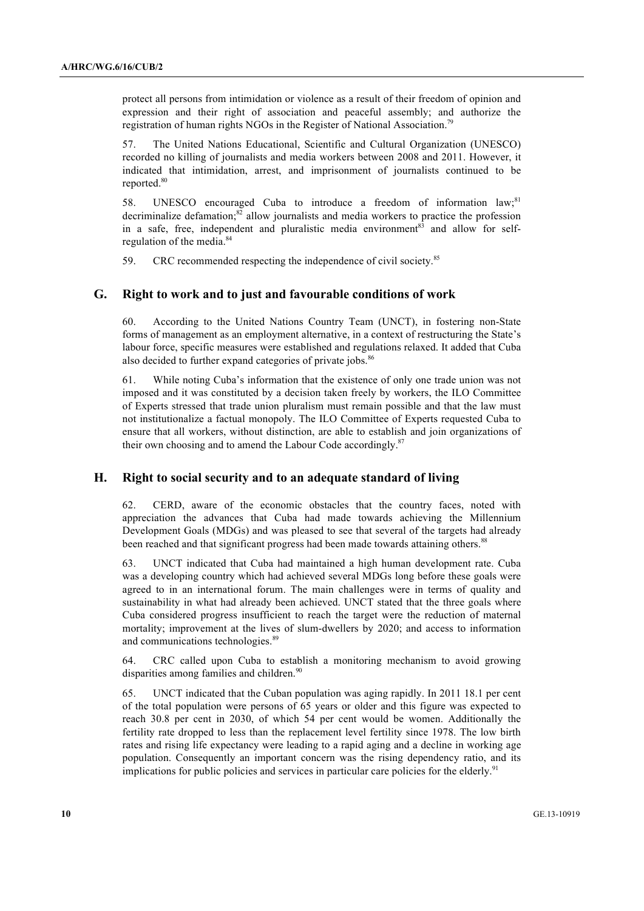protect all persons from intimidation or violence as a result of their freedom of opinion and expression and their right of association and peaceful assembly; and authorize the registration of human rights NGOs in the Register of National Association.[79]

57. The United Nations Educational, Scientific and Cultural Organization (UNESCO) recorded no killing of journalists and media workers between 2008 and 2011. However, it indicated that intimidation, arrest, and imprisonment of journalists continued to be reported.[80]

58. UNESCO encouraged Cuba to introduce a freedom of information law;[81] decriminalize defamation;[82] allow journalists and media workers to practice the profession in a safe, free, independent and pluralistic media environment[83] and allow for self-regulation of the media.[84]

59. CRC recommended respecting the independence of civil society.[85]

## G. Right to work and to just and favourable conditions of work

60. According to the United Nations Country Team (UNCT), in fostering non-State forms of management as an employment alternative, in a context of restructuring the State's labour force, specific measures were established and regulations relaxed. It added that Cuba also decided to further expand categories of private jobs.[86]

61. While noting Cuba's information that the existence of only one trade union was not imposed and it was constituted by a decision taken freely by workers, the ILO Committee of Experts stressed that trade union pluralism must remain possible and that the law must not institutionalize a factual monopoly. The ILO Committee of Experts requested Cuba to ensure that all workers, without distinction, are able to establish and join organizations of their own choosing and to amend the Labour Code accordingly.[87]

## H. Right to social security and to an adequate standard of living

62. CERD, aware of the economic obstacles that the country faces, noted with appreciation the advances that Cuba had made towards achieving the Millennium Development Goals (MDGs) and was pleased to see that several of the targets had already been reached and that significant progress had been made towards attaining others.[88]

63. UNCT indicated that Cuba had maintained a high human development rate. Cuba was a developing country which had achieved several MDGs long before these goals were agreed to in an international forum. The main challenges were in terms of quality and sustainability in what had already been achieved. UNCT stated that the three goals where Cuba considered progress insufficient to reach the target were the reduction of maternal mortality; improvement at the lives of slum-dwellers by 2020; and access to information and communications technologies.[89]

64. CRC called upon Cuba to establish a monitoring mechanism to avoid growing disparities among families and children.[90]

65. UNCT indicated that the Cuban population was aging rapidly. In 2011 18.1 per cent of the total population were persons of 65 years or older and this figure was expected to reach 30.8 per cent in 2030, of which 54 per cent would be women. Additionally the fertility rate dropped to less than the replacement level fertility since 1978. The low birth rates and rising life expectancy were leading to a rapid aging and a decline in working age population. Consequently an important concern was the rising dependency ratio, and its implications for public policies and services in particular care policies for the elderly.[91]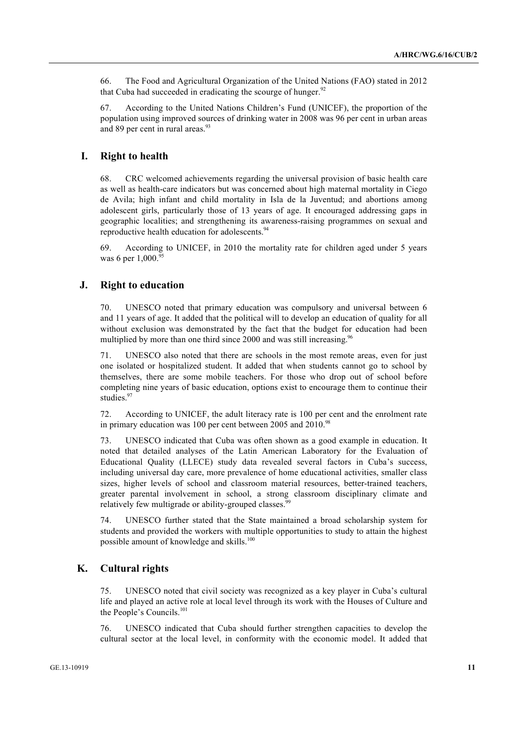66. The Food and Agricultural Organization of the United Nations (FAO) stated in 2012 that Cuba had succeeded in eradicating the scourge of hunger.[92]

67. According to the United Nations Children's Fund (UNICEF), the proportion of the population using improved sources of drinking water in 2008 was 96 per cent in urban areas and 89 per cent in rural areas.[93]

## I. Right to health

68. CRC welcomed achievements regarding the universal provision of basic health care as well as health-care indicators but was concerned about high maternal mortality in Ciego de Avila; high infant and child mortality in Isla de la Juventud; and abortions among adolescent girls, particularly those of 13 years of age. It encouraged addressing gaps in geographic localities; and strengthening its awareness-raising programmes on sexual and reproductive health education for adolescents.[94]

69. According to UNICEF, in 2010 the mortality rate for children aged under 5 years was 6 per 1,000.[95]

## J. Right to education

70. UNESCO noted that primary education was compulsory and universal between 6 and 11 years of age. It added that the political will to develop an education of quality for all without exclusion was demonstrated by the fact that the budget for education had been multiplied by more than one third since 2000 and was still increasing.[96]

71. UNESCO also noted that there are schools in the most remote areas, even for just one isolated or hospitalized student. It added that when students cannot go to school by themselves, there are some mobile teachers. For those who drop out of school before completing nine years of basic education, options exist to encourage them to continue their studies.[97]

72. According to UNICEF, the adult literacy rate is 100 per cent and the enrolment rate in primary education was 100 per cent between 2005 and 2010.[98]

73. UNESCO indicated that Cuba was often shown as a good example in education. It noted that detailed analyses of the Latin American Laboratory for the Evaluation of Educational Quality (LLECE) study data revealed several factors in Cuba's success, including universal day care, more prevalence of home educational activities, smaller class sizes, higher levels of school and classroom material resources, better-trained teachers, greater parental involvement in school, a strong classroom disciplinary climate and relatively few multigrade or ability-grouped classes.[99]

74. UNESCO further stated that the State maintained a broad scholarship system for students and provided the workers with multiple opportunities to study to attain the highest possible amount of knowledge and skills.[100]

## K. Cultural rights

75. UNESCO noted that civil society was recognized as a key player in Cuba's cultural life and played an active role at local level through its work with the Houses of Culture and the People's Councils.[101]

76. UNESCO indicated that Cuba should further strengthen capacities to develop the cultural sector at the local level, in conformity with the economic model. It added that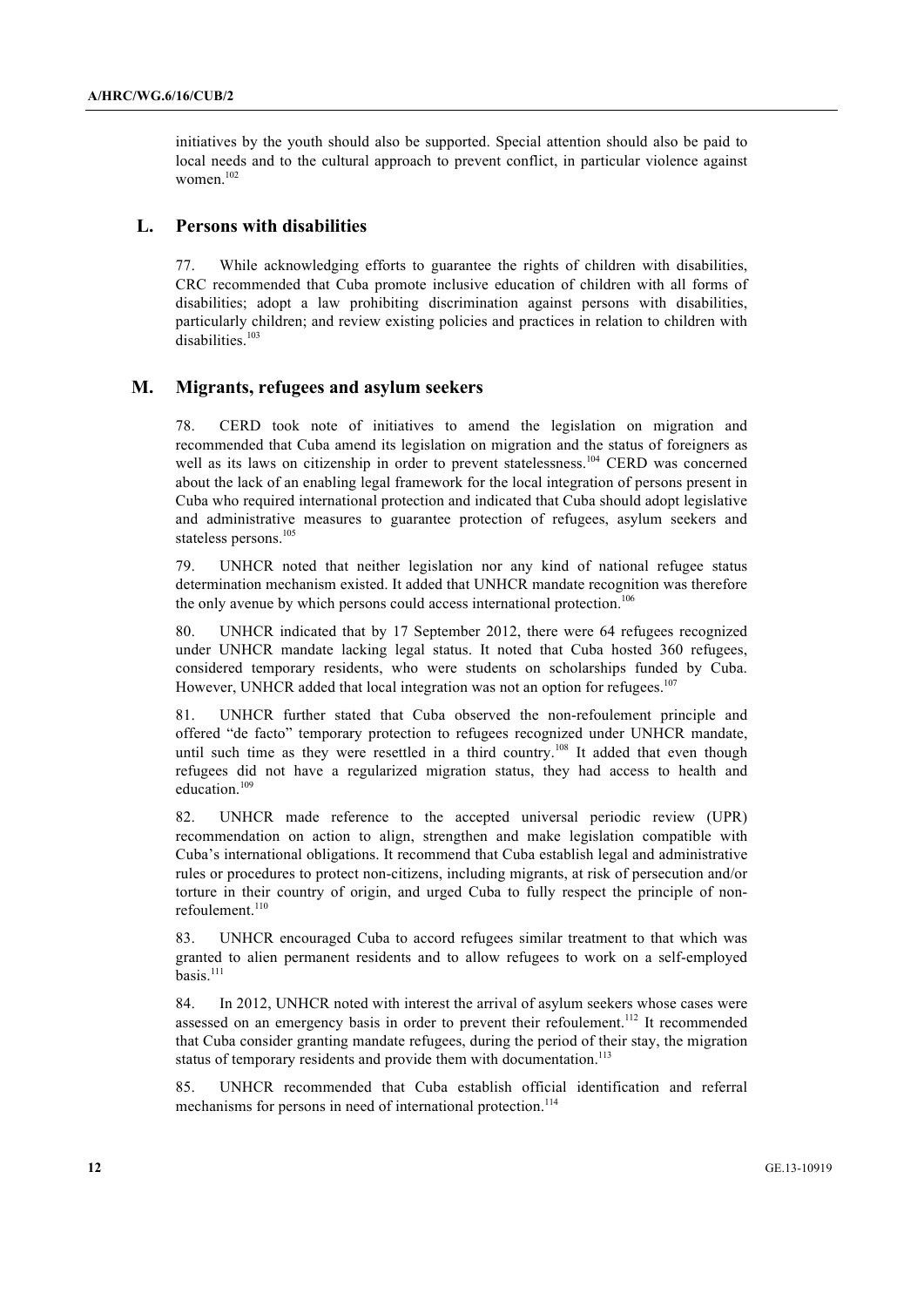initiatives by the youth should also be supported. Special attention should also be paid to local needs and to the cultural approach to prevent conflict, in particular violence against women.[102]

## L. Persons with disabilities

77. While acknowledging efforts to guarantee the rights of children with disabilities, CRC recommended that Cuba promote inclusive education of children with all forms of disabilities; adopt a law prohibiting discrimination against persons with disabilities, particularly children; and review existing policies and practices in relation to children with disabilities.[103]

## M. Migrants, refugees and asylum seekers

78. CERD took note of initiatives to amend the legislation on migration and recommended that Cuba amend its legislation on migration and the status of foreigners as well as its laws on citizenship in order to prevent statelessness.[104] CERD was concerned about the lack of an enabling legal framework for the local integration of persons present in Cuba who required international protection and indicated that Cuba should adopt legislative and administrative measures to guarantee protection of refugees, asylum seekers and stateless persons.[105]

79. UNHCR noted that neither legislation nor any kind of national refugee status determination mechanism existed. It added that UNHCR mandate recognition was therefore the only avenue by which persons could access international protection.[106]

80. UNHCR indicated that by 17 September 2012, there were 64 refugees recognized under UNHCR mandate lacking legal status. It noted that Cuba hosted 360 refugees, considered temporary residents, who were students on scholarships funded by Cuba. However, UNHCR added that local integration was not an option for refugees.[107]

81. UNHCR further stated that Cuba observed the non-refoulement principle and offered "de facto" temporary protection to refugees recognized under UNHCR mandate, until such time as they were resettled in a third country.[108] It added that even though refugees did not have a regularized migration status, they had access to health and education.[109]

82. UNHCR made reference to the accepted universal periodic review (UPR) recommendation on action to align, strengthen and make legislation compatible with Cuba's international obligations. It recommend that Cuba establish legal and administrative rules or procedures to protect non-citizens, including migrants, at risk of persecution and/or torture in their country of origin, and urged Cuba to fully respect the principle of non-refoulement.[110]

83. UNHCR encouraged Cuba to accord refugees similar treatment to that which was granted to alien permanent residents and to allow refugees to work on a self-employed basis.[111]

84. In 2012, UNHCR noted with interest the arrival of asylum seekers whose cases were assessed on an emergency basis in order to prevent their refoulement.[112] It recommended that Cuba consider granting mandate refugees, during the period of their stay, the migration status of temporary residents and provide them with documentation.[113]

85. UNHCR recommended that Cuba establish official identification and referral mechanisms for persons in need of international protection.[114]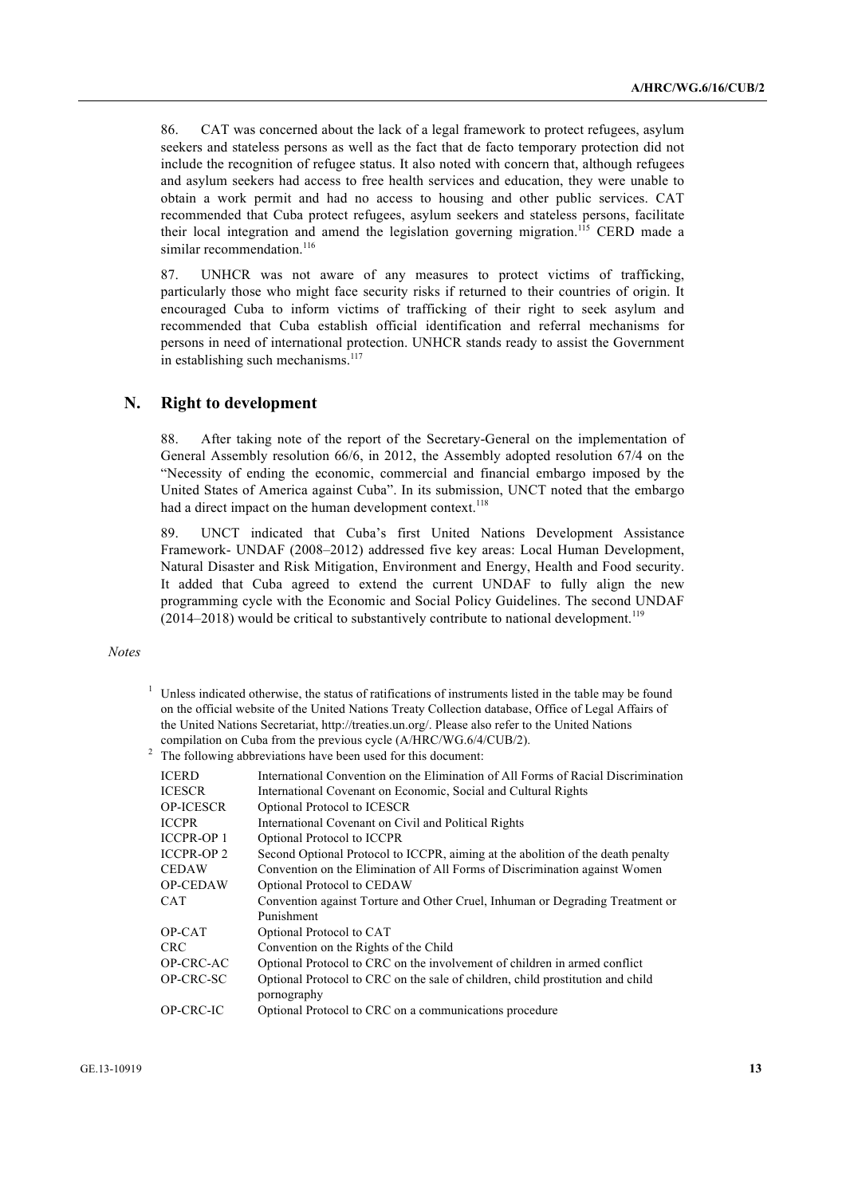86. CAT was concerned about the lack of a legal framework to protect refugees, asylum seekers and stateless persons as well as the fact that de facto temporary protection did not include the recognition of refugee status. It also noted with concern that, although refugees and asylum seekers had access to free health services and education, they were unable to obtain a work permit and had no access to housing and other public services. CAT recommended that Cuba protect refugees, asylum seekers and stateless persons, facilitate their local integration and amend the legislation governing migration.[115] CERD made a similar recommendation.[116]

87. UNHCR was not aware of any measures to protect victims of trafficking, particularly those who might face security risks if returned to their countries of origin. It encouraged Cuba to inform victims of trafficking of their right to seek asylum and recommended that Cuba establish official identification and referral mechanisms for persons in need of international protection. UNHCR stands ready to assist the Government in establishing such mechanisms.[117]

## N. Right to development

88. After taking note of the report of the Secretary-General on the implementation of General Assembly resolution 66/6, in 2012, the Assembly adopted resolution 67/4 on the "Necessity of ending the economic, commercial and financial embargo imposed by the United States of America against Cuba". In its submission, UNCT noted that the embargo had a direct impact on the human development context.[118]

89. UNCT indicated that Cuba's first United Nations Development Assistance Framework- UNDAF (2008–2012) addressed five key areas: Local Human Development, Natural Disaster and Risk Mitigation, Environment and Energy, Health and Food security. It added that Cuba agreed to extend the current UNDAF to fully align the new programming cycle with the Economic and Social Policy Guidelines. The second UNDAF (2014–2018) would be critical to substantively contribute to national development.[119]

*Notes*

[1] Unless indicated otherwise, the status of ratifications of instruments listed in the table may be found on the official website of the United Nations Treaty Collection database, Office of Legal Affairs of the United Nations Secretariat, http://treaties.un.org/. Please also refer to the United Nations compilation on Cuba from the previous cycle (A/HRC/WG.6/4/CUB/2).

[2] The following abbreviations have been used for this document:

| | |
|---|---|
| ICERD | International Convention on the Elimination of All Forms of Racial Discrimination |
| ICESCR | International Covenant on Economic, Social and Cultural Rights |
| OP-ICESCR | Optional Protocol to ICESCR |
| ICCPR | International Covenant on Civil and Political Rights |
| ICCPR-OP 1 | Optional Protocol to ICCPR |
| ICCPR-OP 2 | Second Optional Protocol to ICCPR, aiming at the abolition of the death penalty |
| CEDAW | Convention on the Elimination of All Forms of Discrimination against Women |
| OP-CEDAW | Optional Protocol to CEDAW |
| CAT | Convention against Torture and Other Cruel, Inhuman or Degrading Treatment or Punishment |
| OP-CAT | Optional Protocol to CAT |
| CRC | Convention on the Rights of the Child |
| OP-CRC-AC | Optional Protocol to CRC on the involvement of children in armed conflict |
| OP-CRC-SC | Optional Protocol to CRC on the sale of children, child prostitution and child pornography |
| OP-CRC-IC | Optional Protocol to CRC on a communications procedure |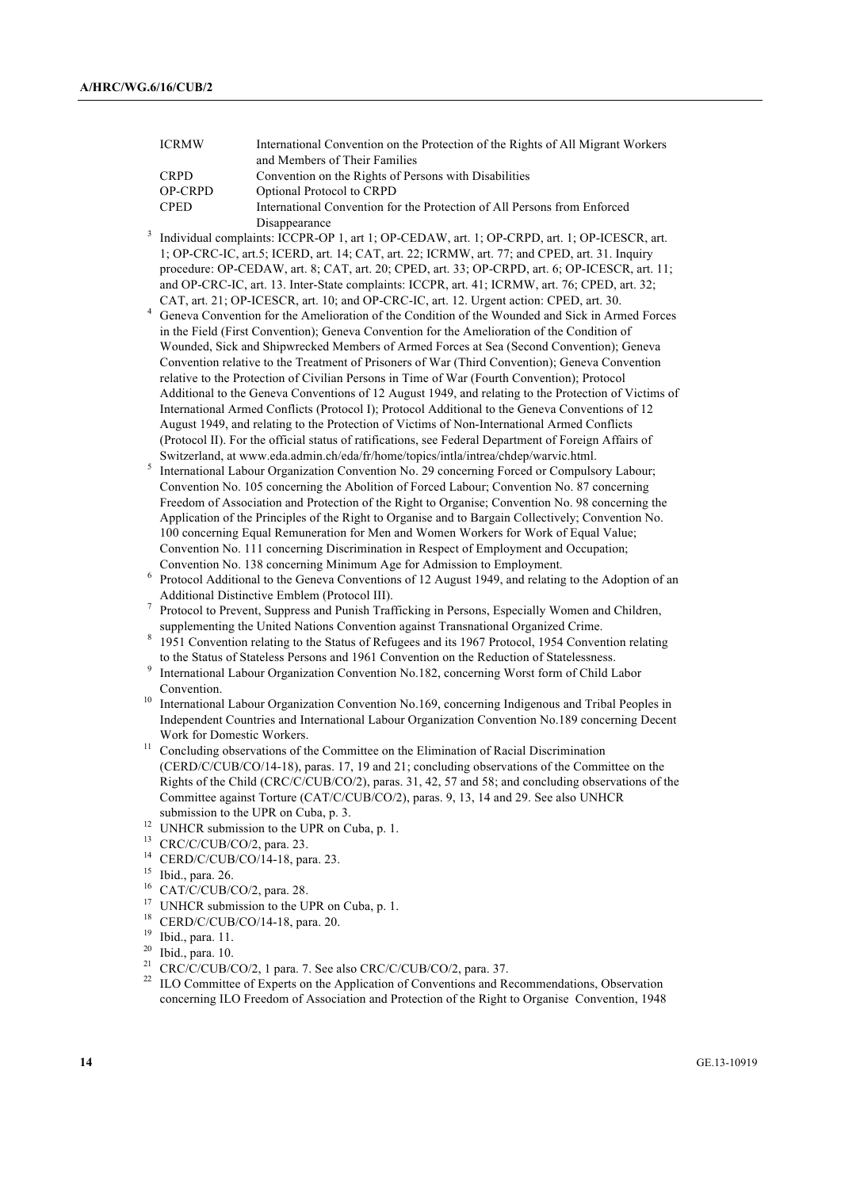| | |
|---|---|
| ICRMW | International Convention on the Protection of the Rights of All Migrant Workers and Members of Their Families |
| CRPD | Convention on the Rights of Persons with Disabilities |
| OP-CRPD | Optional Protocol to CRPD |
| CPED | International Convention for the Protection of All Persons from Enforced Disappearance |

[3] Individual complaints: ICCPR-OP 1, art 1; OP-CEDAW, art. 1; OP-CRPD, art. 1; OP-ICESCR, art. 1; OP-CRC-IC, art.5; ICERD, art. 14; CAT, art. 22; ICRMW, art. 77; and CPED, art. 31. Inquiry procedure: OP-CEDAW, art. 8; CAT, art. 20; CPED, art. 33; OP-CRPD, art. 6; OP-ICESCR, art. 11; and OP-CRC-IC, art. 13. Inter-State complaints: ICCPR, art. 41; ICRMW, art. 76; CPED, art. 32; CAT, art. 21; OP-ICESCR, art. 10; and OP-CRC-IC, art. 12. Urgent action: CPED, art. 30.

[4] Geneva Convention for the Amelioration of the Condition of the Wounded and Sick in Armed Forces in the Field (First Convention); Geneva Convention for the Amelioration of the Condition of Wounded, Sick and Shipwrecked Members of Armed Forces at Sea (Second Convention); Geneva Convention relative to the Treatment of Prisoners of War (Third Convention); Geneva Convention relative to the Protection of Civilian Persons in Time of War (Fourth Convention); Protocol Additional to the Geneva Conventions of 12 August 1949, and relating to the Protection of Victims of International Armed Conflicts (Protocol I); Protocol Additional to the Geneva Conventions of 12 August 1949, and relating to the Protection of Victims of Non-International Armed Conflicts (Protocol II). For the official status of ratifications, see Federal Department of Foreign Affairs of Switzerland, at www.eda.admin.ch/eda/fr/home/topics/intla/intrea/chdep/warvic.html.

[5] International Labour Organization Convention No. 29 concerning Forced or Compulsory Labour; Convention No. 105 concerning the Abolition of Forced Labour; Convention No. 87 concerning Freedom of Association and Protection of the Right to Organise; Convention No. 98 concerning the Application of the Principles of the Right to Organise and to Bargain Collectively; Convention No. 100 concerning Equal Remuneration for Men and Women Workers for Work of Equal Value; Convention No. 111 concerning Discrimination in Respect of Employment and Occupation; Convention No. 138 concerning Minimum Age for Admission to Employment.

[6] Protocol Additional to the Geneva Conventions of 12 August 1949, and relating to the Adoption of an Additional Distinctive Emblem (Protocol III).

[7] Protocol to Prevent, Suppress and Punish Trafficking in Persons, Especially Women and Children, supplementing the United Nations Convention against Transnational Organized Crime.

[8] 1951 Convention relating to the Status of Refugees and its 1967 Protocol, 1954 Convention relating to the Status of Stateless Persons and 1961 Convention on the Reduction of Statelessness.

[9] International Labour Organization Convention No.182, concerning Worst form of Child Labor Convention.

[10] International Labour Organization Convention No.169, concerning Indigenous and Tribal Peoples in Independent Countries and International Labour Organization Convention No.189 concerning Decent Work for Domestic Workers.

[11] Concluding observations of the Committee on the Elimination of Racial Discrimination (CERD/C/CUB/CO/14-18), paras. 17, 19 and 21; concluding observations of the Committee on the Rights of the Child (CRC/C/CUB/CO/2), paras. 31, 42, 57 and 58; and concluding observations of the Committee against Torture (CAT/C/CUB/CO/2), paras. 9, 13, 14 and 29. See also UNHCR submission to the UPR on Cuba, p. 3.

[12] UNHCR submission to the UPR on Cuba, p. 1.

[13] CRC/C/CUB/CO/2, para. 23.

[14] CERD/C/CUB/CO/14-18, para. 23.

[15] Ibid., para. 26.

[16] CAT/C/CUB/CO/2, para. 28.

[17] UNHCR submission to the UPR on Cuba, p. 1.

[18] CERD/C/CUB/CO/14-18, para. 20.

[19] Ibid., para. 11.

[20] Ibid., para. 10.

[21] CRC/C/CUB/CO/2, 1 para. 7. See also CRC/C/CUB/CO/2, para. 37.

[22] ILO Committee of Experts on the Application of Conventions and Recommendations, Observation concerning ILO Freedom of Association and Protection of the Right to Organise Convention, 1948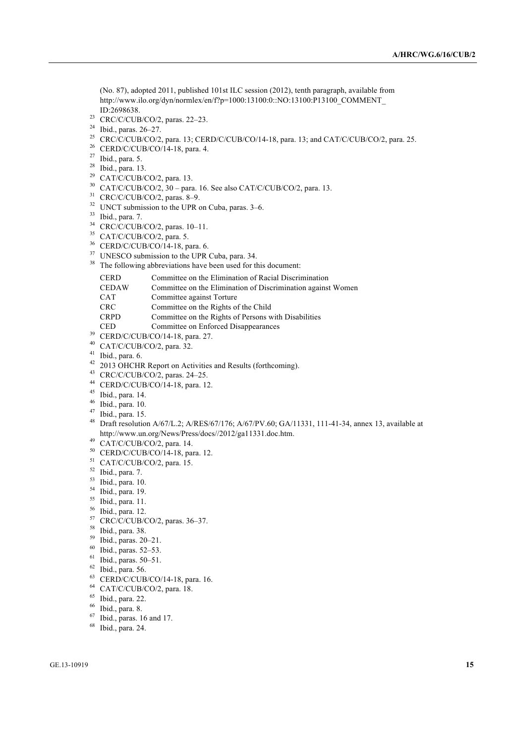(No. 87), adopted 2011, published 101st ILC session (2012), tenth paragraph, available from http://www.ilo.org/dyn/normlex/en/f?p=1000:13100:0::NO:13100:P13100_COMMENT_ID:2698638.

[23] CRC/C/CUB/CO/2, paras. 22–23.

[24] Ibid., paras. 26–27.

[25] CRC/C/CUB/CO/2, para. 13; CERD/C/CUB/CO/14-18, para. 13; and CAT/C/CUB/CO/2, para. 25.

[26] CERD/C/CUB/CO/14-18, para. 4.

[27] Ibid., para. 5.

[28] Ibid., para. 13.

[29] CAT/C/CUB/CO/2, para. 13.

[30] CAT/C/CUB/CO/2, 30 – para. 16. See also CAT/C/CUB/CO/2, para. 13.

[31] CRC/C/CUB/CO/2, paras. 8–9.

[32] UNCT submission to the UPR on Cuba, paras. 3–6.

[33] Ibid., para. 7.

[34] CRC/C/CUB/CO/2, paras. 10–11.

[35] CAT/C/CUB/CO/2, para. 5.

[36] CERD/C/CUB/CO/14-18, para. 6.

[37] UNESCO submission to the UPR Cuba, para. 34.

[38] The following abbreviations have been used for this document:

| | |
|---|---|
| CERD | Committee on the Elimination of Racial Discrimination |
| CEDAW | Committee on the Elimination of Discrimination against Women |
| CAT | Committee against Torture |
| CRC | Committee on the Rights of the Child |
| CRPD | Committee on the Rights of Persons with Disabilities |
| CED | Committee on Enforced Disappearances |

[39] CERD/C/CUB/CO/14-18, para. 27.

[40] CAT/C/CUB/CO/2, para. 32.

[41] Ibid., para. 6.

[42] 2013 OHCHR Report on Activities and Results (forthcoming).

[43] CRC/C/CUB/CO/2, paras. 24–25.

[44] CERD/C/CUB/CO/14-18, para. 12.

[45] Ibid., para. 14.

[46] Ibid., para. 10.

[47] Ibid., para. 15.

[48] Draft resolution A/67/L.2; A/RES/67/176; A/67/PV.60; GA/11331, 111-41-34, annex 13, available at http://www.un.org/News/Press/docs//2012/ga11331.doc.htm.

[49] CAT/C/CUB/CO/2, para. 14.

[50] CERD/C/CUB/CO/14-18, para. 12.

[51] CAT/C/CUB/CO/2, para. 15.

[52] Ibid., para. 7.

[53] Ibid., para. 10.

[54] Ibid., para. 19.

[55] Ibid., para. 11.

[56] Ibid., para. 12.

[57] CRC/C/CUB/CO/2, paras. 36–37.

[58] Ibid., para. 38.

[59] Ibid., paras. 20–21.

[60] Ibid., paras. 52–53.

[61] Ibid., paras. 50–51.

[62] Ibid., para. 56.

[63] CERD/C/CUB/CO/14-18, para. 16.

[64] CAT/C/CUB/CO/2, para. 18.

[65] Ibid., para. 22.

[66] Ibid., para. 8.

[67] Ibid., paras. 16 and 17.

[68] Ibid., para. 24.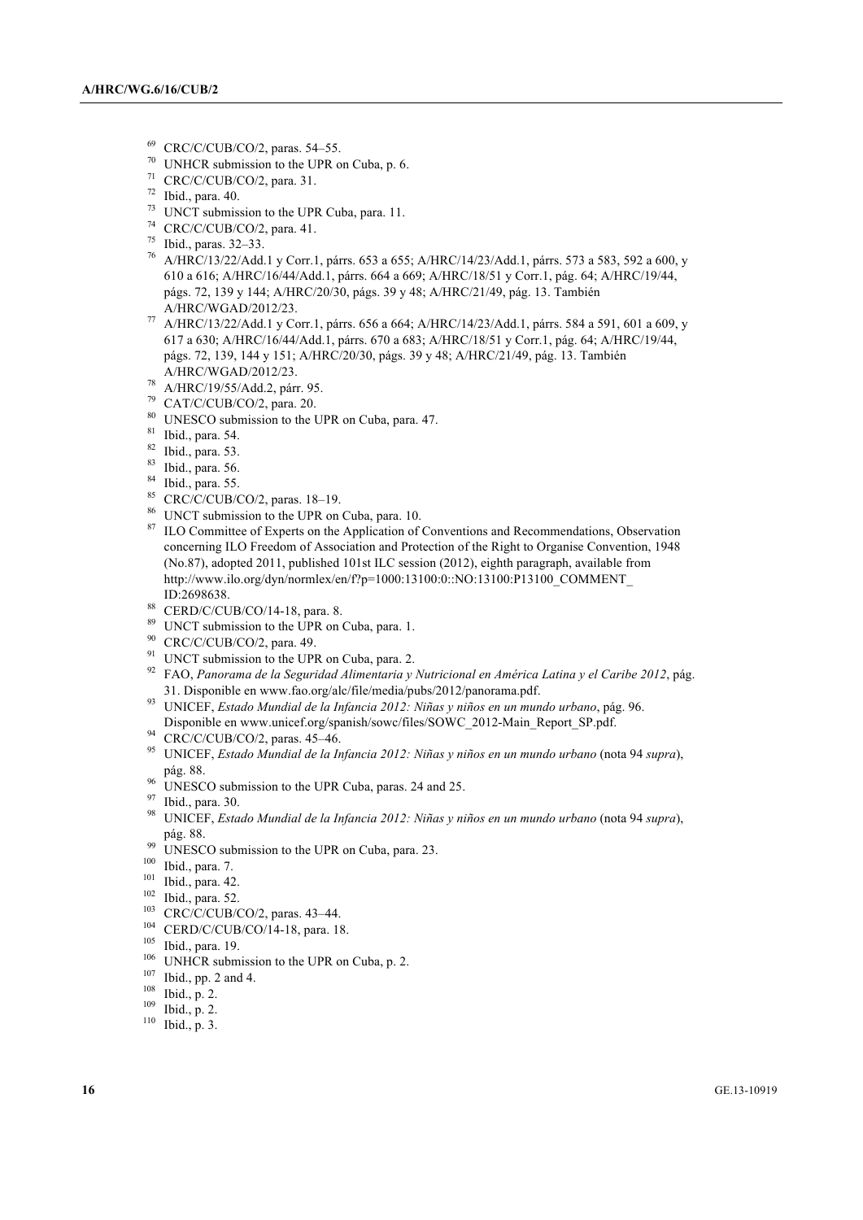[69] CRC/C/CUB/CO/2, paras. 54–55.

[70] UNHCR submission to the UPR on Cuba, p. 6.

[71] CRC/C/CUB/CO/2, para. 31.

[72] Ibid., para. 40.

[73] UNCT submission to the UPR Cuba, para. 11.

[74] CRC/C/CUB/CO/2, para. 41.

[75] Ibid., paras. 32–33.

[76] A/HRC/13/22/Add.1 y Corr.1, párrs. 653 a 655; A/HRC/14/23/Add.1, párrs. 573 a 583, 592 a 600, y 610 a 616; A/HRC/16/44/Add.1, párrs. 664 a 669; A/HRC/18/51 y Corr.1, pág. 64; A/HRC/19/44, págs. 72, 139 y 144; A/HRC/20/30, págs. 39 y 48; A/HRC/21/49, pág. 13. También A/HRC/WGAD/2012/23.

[77] A/HRC/13/22/Add.1 y Corr.1, párrs. 656 a 664; A/HRC/14/23/Add.1, párrs. 584 a 591, 601 a 609, y 617 a 630; A/HRC/16/44/Add.1, párrs. 670 a 683; A/HRC/18/51 y Corr.1, pág. 64; A/HRC/19/44, págs. 72, 139, 144 y 151; A/HRC/20/30, págs. 39 y 48; A/HRC/21/49, pág. 13. También A/HRC/WGAD/2012/23.

[78] A/HRC/19/55/Add.2, párr. 95.

[79] CAT/C/CUB/CO/2, para. 20.

[80] UNESCO submission to the UPR on Cuba, para. 47.

[81] Ibid., para. 54.

[82] Ibid., para. 53.

[83] Ibid., para. 56.

[84] Ibid., para. 55.

[85] CRC/C/CUB/CO/2, paras. 18–19.

[86] UNCT submission to the UPR on Cuba, para. 10.

[87] ILO Committee of Experts on the Application of Conventions and Recommendations, Observation concerning ILO Freedom of Association and Protection of the Right to Organise Convention, 1948 (No.87), adopted 2011, published 101st ILC session (2012), eighth paragraph, available from http://www.ilo.org/dyn/normlex/en/f?p=1000:13100:0::NO:13100:P13100_COMMENT_ID:2698638.

[88] CERD/C/CUB/CO/14-18, para. 8.

[89] UNCT submission to the UPR on Cuba, para. 1.

[90] CRC/C/CUB/CO/2, para. 49.

[91] UNCT submission to the UPR on Cuba, para. 2.

[92] FAO, *Panorama de la Seguridad Alimentaria y Nutricional en América Latina y el Caribe 2012*, pág. 31. Disponible en www.fao.org/alc/file/media/pubs/2012/panorama.pdf.

[93] UNICEF, *Estado Mundial de la Infancia 2012: Niñas y niños en un mundo urbano*, pág. 96. Disponible en www.unicef.org/spanish/sowc/files/SOWC_2012-Main_Report_SP.pdf.

[94] CRC/C/CUB/CO/2, paras. 45–46.

[95] UNICEF, *Estado Mundial de la Infancia 2012: Niñas y niños en un mundo urbano* (nota 94 *supra*), pág. 88.

[96] UNESCO submission to the UPR Cuba, paras. 24 and 25.

[97] Ibid., para. 30.

[98] UNICEF, *Estado Mundial de la Infancia 2012: Niñas y niños en un mundo urbano* (nota 94 *supra*), pág. 88.

[99] UNESCO submission to the UPR on Cuba, para. 23.

[100] Ibid., para. 7.

[101] Ibid., para. 42.

[102] Ibid., para. 52.

[103] CRC/C/CUB/CO/2, paras. 43–44.

[104] CERD/C/CUB/CO/14-18, para. 18.

[105] Ibid., para. 19.

[106] UNHCR submission to the UPR on Cuba, p. 2.

[107] Ibid., pp. 2 and 4.

[108] Ibid., p. 2.

[109] Ibid., p. 2.

[110] Ibid., p. 3.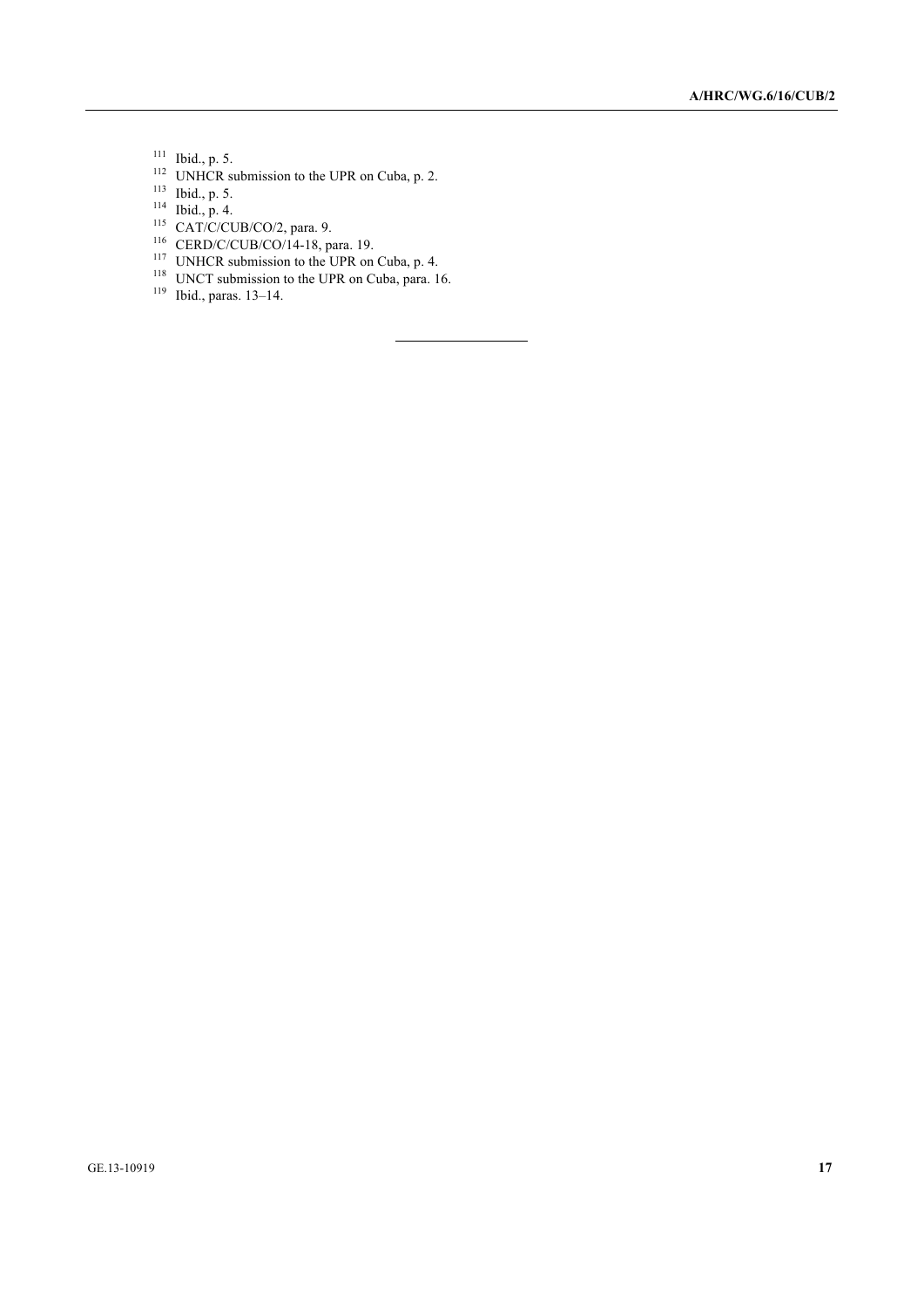[111] Ibid., p. 5.
[112] UNHCR submission to the UPR on Cuba, p. 2.
[113] Ibid., p. 5.
[114] Ibid., p. 4.
[115] CAT/C/CUB/CO/2, para. 9.
[116] CERD/C/CUB/CO/14-18, para. 19.
[117] UNHCR submission to the UPR on Cuba, p. 4.
[118] UNCT submission to the UPR on Cuba, para. 16.
[119] Ibid., paras. 13–14.